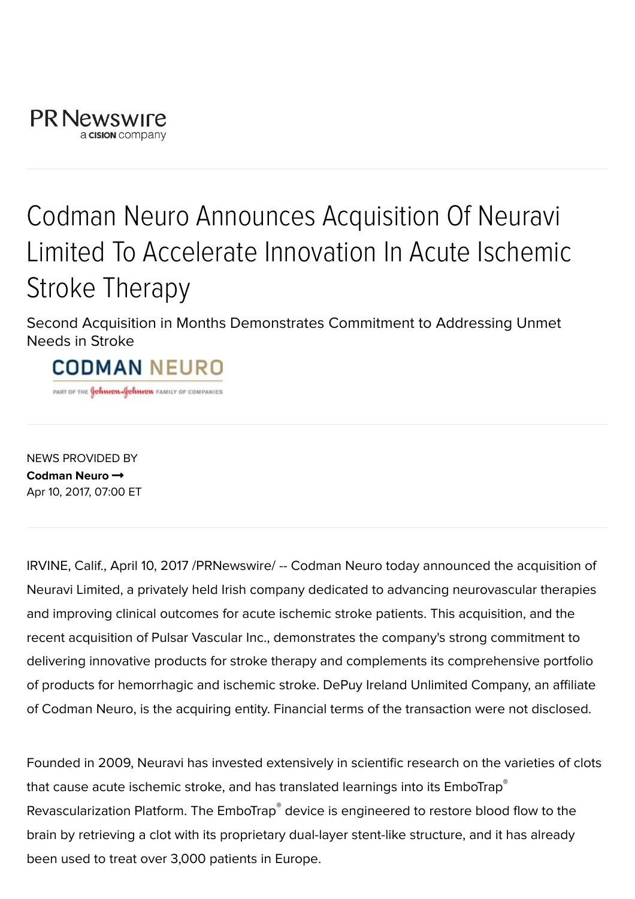PR Newswire
a CISION company

# Codman Neuro Announces Acquisition Of Neuravi Limited To Accelerate Innovation In Acute Ischemic Stroke Therapy

## Second Acquisition in Months Demonstrates Commitment to Addressing Unmet Needs in Stroke

NEWS PROVIDED BY
**Codman Neuro →**
Apr 10, 2017, 07:00 ET

IRVINE, Calif., April 10, 2017 /PRNewswire/ -- Codman Neuro today announced the acquisition of Neuravi Limited, a privately held Irish company dedicated to advancing neurovascular therapies and improving clinical outcomes for acute ischemic stroke patients. This acquisition, and the recent acquisition of Pulsar Vascular Inc., demonstrates the company's strong commitment to delivering innovative products for stroke therapy and complements its comprehensive portfolio of products for hemorrhagic and ischemic stroke. DePuy Ireland Unlimited Company, an affiliate of Codman Neuro, is the acquiring entity. Financial terms of the transaction were not disclosed.

Founded in 2009, Neuravi has invested extensively in scientific research on the varieties of clots that cause acute ischemic stroke, and has translated learnings into its EmboTrap® Revascularization Platform. The EmboTrap® device is engineered to restore blood flow to the brain by retrieving a clot with its proprietary dual-layer stent-like structure, and it has already been used to treat over 3,000 patients in Europe.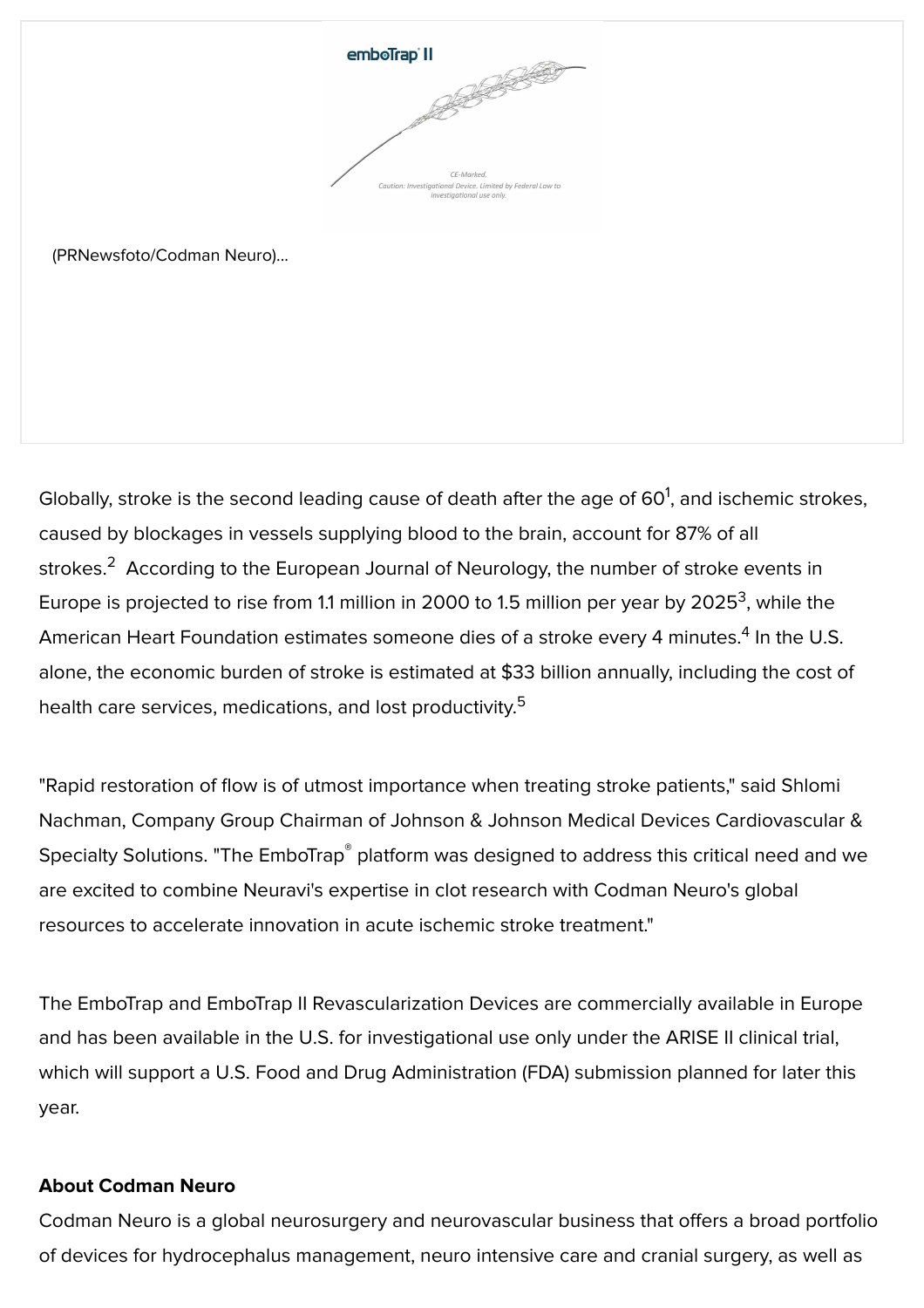(PRNewsfoto/Codman Neuro)...

Globally, stroke is the second leading cause of death after the age of 60[1], and ischemic strokes, caused by blockages in vessels supplying blood to the brain, account for 87% of all strokes.[2] According to the European Journal of Neurology, the number of stroke events in Europe is projected to rise from 1.1 million in 2000 to 1.5 million per year by 2025[3], while the American Heart Foundation estimates someone dies of a stroke every 4 minutes.[4] In the U.S. alone, the economic burden of stroke is estimated at $33 billion annually, including the cost of health care services, medications, and lost productivity.[5]

"Rapid restoration of flow is of utmost importance when treating stroke patients," said Shlomi Nachman, Company Group Chairman of Johnson & Johnson Medical Devices Cardiovascular & Specialty Solutions. "The EmboTrap® platform was designed to address this critical need and we are excited to combine Neuravi's expertise in clot research with Codman Neuro's global resources to accelerate innovation in acute ischemic stroke treatment."

The EmboTrap and EmboTrap II Revascularization Devices are commercially available in Europe and has been available in the U.S. for investigational use only under the ARISE II clinical trial, which will support a U.S. Food and Drug Administration (FDA) submission planned for later this year.

**About Codman Neuro**

Codman Neuro is a global neurosurgery and neurovascular business that offers a broad portfolio of devices for hydrocephalus management, neuro intensive care and cranial surgery, as well as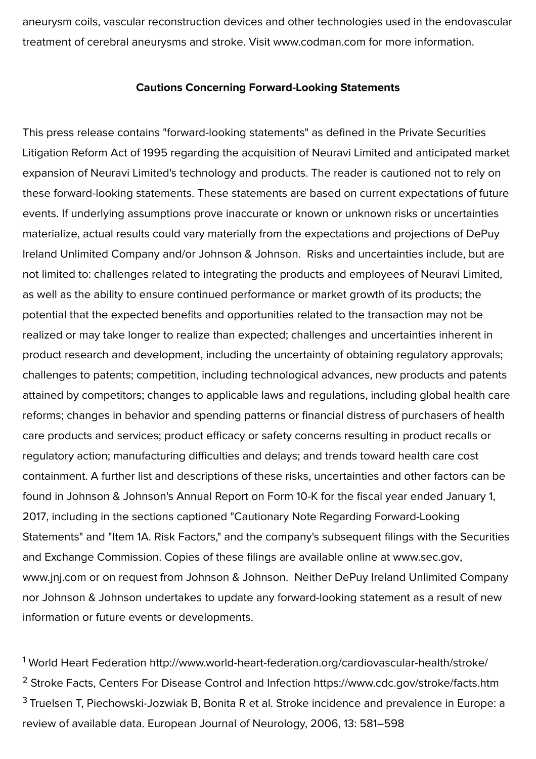aneurysm coils, vascular reconstruction devices and other technologies used in the endovascular treatment of cerebral aneurysms and stroke. Visit www.codman.com for more information.

**Cautions Concerning Forward-Looking Statements**

This press release contains "forward-looking statements" as defined in the Private Securities Litigation Reform Act of 1995 regarding the acquisition of Neuravi Limited and anticipated market expansion of Neuravi Limited's technology and products. The reader is cautioned not to rely on these forward-looking statements. These statements are based on current expectations of future events. If underlying assumptions prove inaccurate or known or unknown risks or uncertainties materialize, actual results could vary materially from the expectations and projections of DePuy Ireland Unlimited Company and/or Johnson & Johnson. Risks and uncertainties include, but are not limited to: challenges related to integrating the products and employees of Neuravi Limited, as well as the ability to ensure continued performance or market growth of its products; the potential that the expected benefits and opportunities related to the transaction may not be realized or may take longer to realize than expected; challenges and uncertainties inherent in product research and development, including the uncertainty of obtaining regulatory approvals; challenges to patents; competition, including technological advances, new products and patents attained by competitors; changes to applicable laws and regulations, including global health care reforms; changes in behavior and spending patterns or financial distress of purchasers of health care products and services; product efficacy or safety concerns resulting in product recalls or regulatory action; manufacturing difficulties and delays; and trends toward health care cost containment. A further list and descriptions of these risks, uncertainties and other factors can be found in Johnson & Johnson's Annual Report on Form 10-K for the fiscal year ended January 1, 2017, including in the sections captioned "Cautionary Note Regarding Forward-Looking Statements" and "Item 1A. Risk Factors," and the company's subsequent filings with the Securities and Exchange Commission. Copies of these filings are available online at www.sec.gov, www.jnj.com or on request from Johnson & Johnson. Neither DePuy Ireland Unlimited Company nor Johnson & Johnson undertakes to update any forward-looking statement as a result of new information or future events or developments.

[1] World Heart Federation http://www.world-heart-federation.org/cardiovascular-health/stroke/

[2] Stroke Facts, Centers For Disease Control and Infection https://www.cdc.gov/stroke/facts.htm

[3] Truelsen T, Piechowski-Jozwiak B, Bonita R et al. Stroke incidence and prevalence in Europe: a review of available data. European Journal of Neurology, 2006, 13: 581–598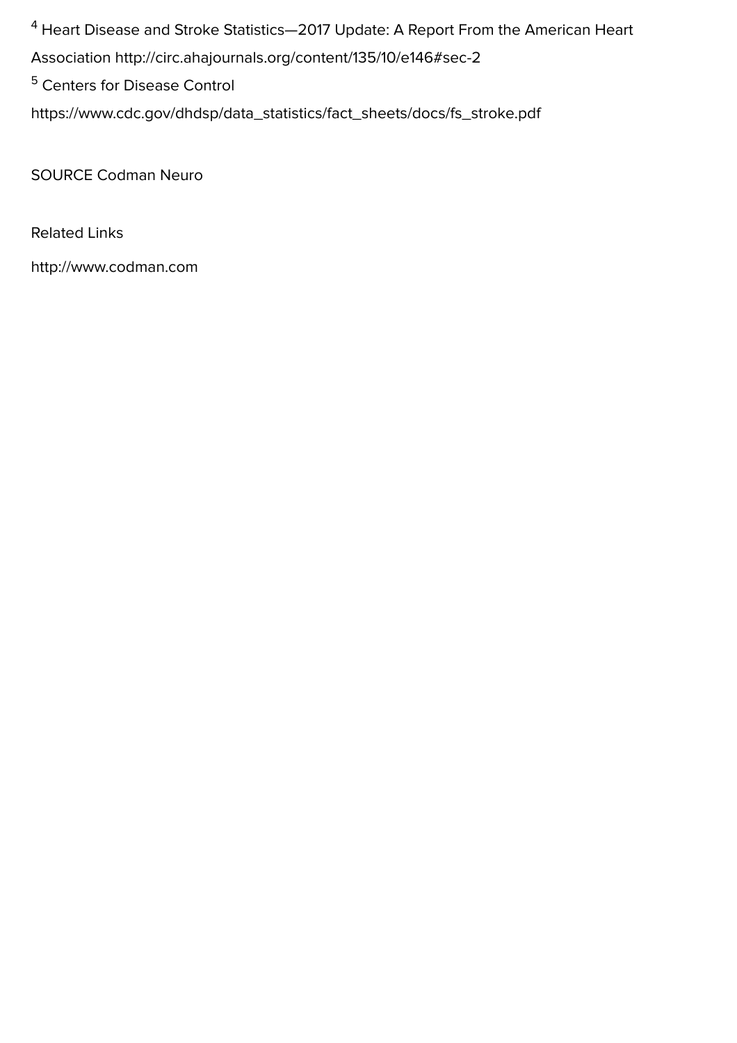[4] Heart Disease and Stroke Statistics—2017 Update: A Report From the American Heart Association http://circ.ahajournals.org/content/135/10/e146#sec-2

[5] Centers for Disease Control https://www.cdc.gov/dhdsp/data_statistics/fact_sheets/docs/fs_stroke.pdf

SOURCE Codman Neuro

Related Links

http://www.codman.com